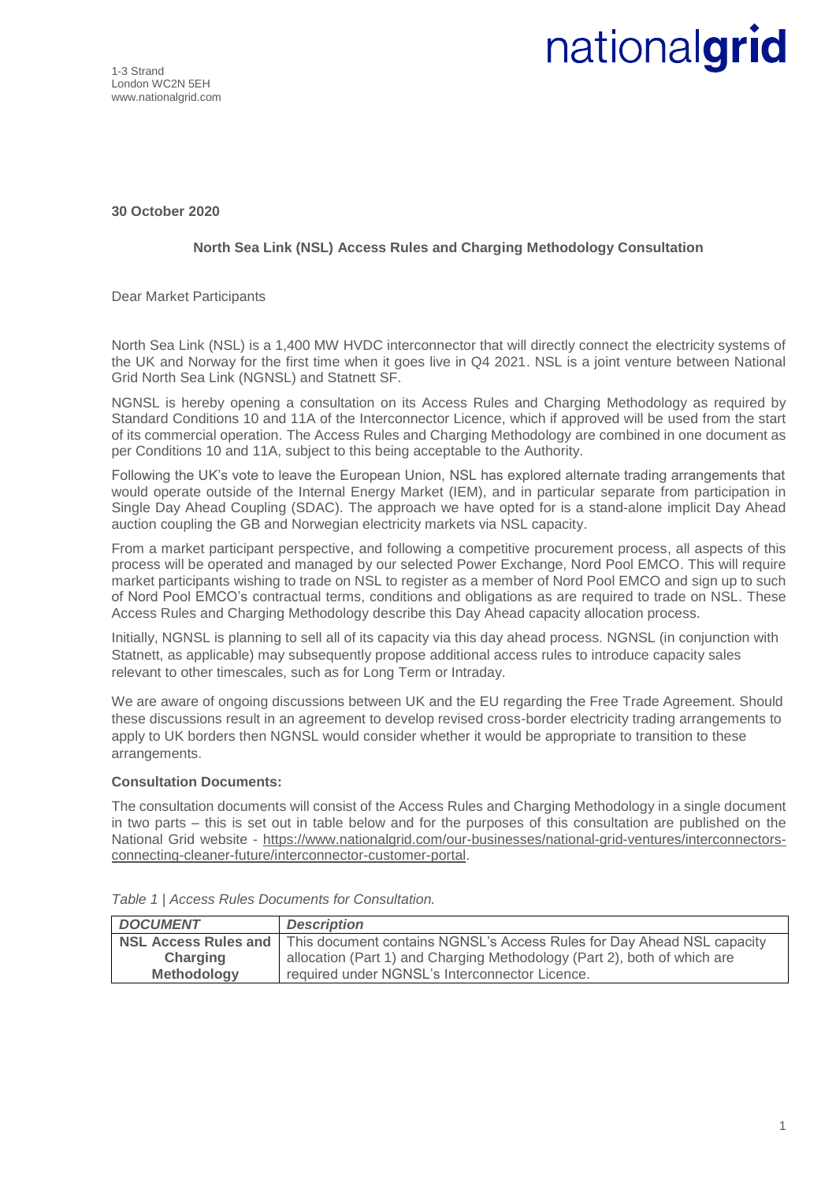nationalgrid

1-3 Strand
London WC2N 5EH
www.nationalgrid.com

**30 October 2020**

**North Sea Link (NSL) Access Rules and Charging Methodology Consultation**

Dear Market Participants

North Sea Link (NSL) is a 1,400 MW HVDC interconnector that will directly connect the electricity systems of the UK and Norway for the first time when it goes live in Q4 2021. NSL is a joint venture between National Grid North Sea Link (NGNSL) and Statnett SF.

NGNSL is hereby opening a consultation on its Access Rules and Charging Methodology as required by Standard Conditions 10 and 11A of the Interconnector Licence, which if approved will be used from the start of its commercial operation. The Access Rules and Charging Methodology are combined in one document as per Conditions 10 and 11A, subject to this being acceptable to the Authority.

Following the UK's vote to leave the European Union, NSL has explored alternate trading arrangements that would operate outside of the Internal Energy Market (IEM), and in particular separate from participation in Single Day Ahead Coupling (SDAC). The approach we have opted for is a stand-alone implicit Day Ahead auction coupling the GB and Norwegian electricity markets via NSL capacity.

From a market participant perspective, and following a competitive procurement process, all aspects of this process will be operated and managed by our selected Power Exchange, Nord Pool EMCO. This will require market participants wishing to trade on NSL to register as a member of Nord Pool EMCO and sign up to such of Nord Pool EMCO's contractual terms, conditions and obligations as are required to trade on NSL. These Access Rules and Charging Methodology describe this Day Ahead capacity allocation process.

Initially, NGNSL is planning to sell all of its capacity via this day ahead process. NGNSL (in conjunction with Statnett, as applicable) may subsequently propose additional access rules to introduce capacity sales relevant to other timescales, such as for Long Term or Intraday.

We are aware of ongoing discussions between UK and the EU regarding the Free Trade Agreement. Should these discussions result in an agreement to develop revised cross-border electricity trading arrangements to apply to UK borders then NGNSL would consider whether it would be appropriate to transition to these arrangements.

**Consultation Documents:**

The consultation documents will consist of the Access Rules and Charging Methodology in a single document in two parts – this is set out in table below and for the purposes of this consultation are published on the National Grid website - https://www.nationalgrid.com/our-businesses/national-grid-ventures/interconnectors-connecting-cleaner-future/interconnector-customer-portal.

*Table 1 | Access Rules Documents for Consultation.*

| ***DOCUMENT*** | ***Description*** |
|---|---|
| **NSL Access Rules and Charging Methodology** | This document contains NGNSL's Access Rules for Day Ahead NSL capacity allocation (Part 1) and Charging Methodology (Part 2), both of which are required under NGNSL's Interconnector Licence. |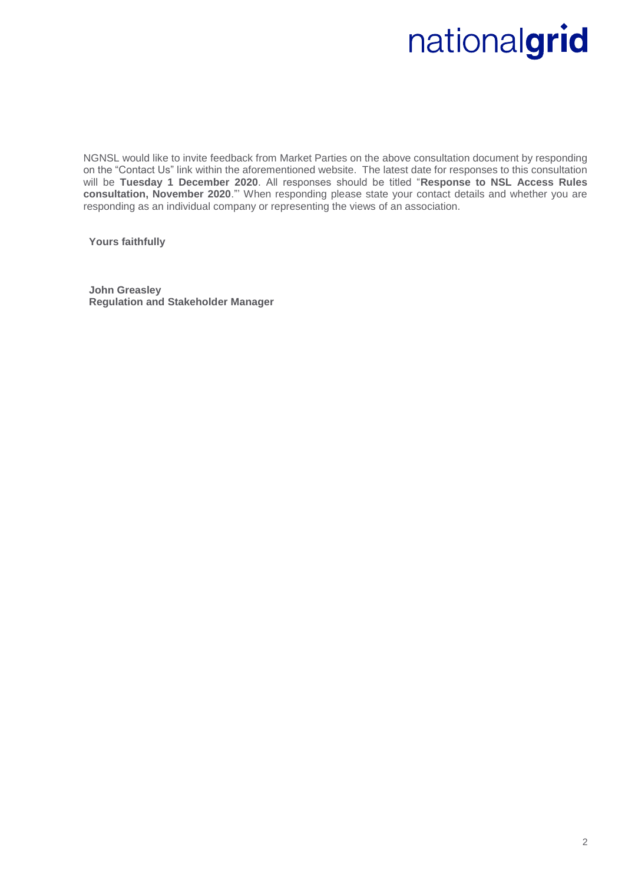NGNSL would like to invite feedback from Market Parties on the above consultation document by responding on the "Contact Us" link within the aforementioned website. The latest date for responses to this consultation will be **Tuesday 1 December 2020**. All responses should be titled "**Response to NSL Access Rules consultation, November 2020**."' When responding please state your contact details and whether you are responding as an individual company or representing the views of an association.

**Yours faithfully**

**John Greasley**
**Regulation and Stakeholder Manager**